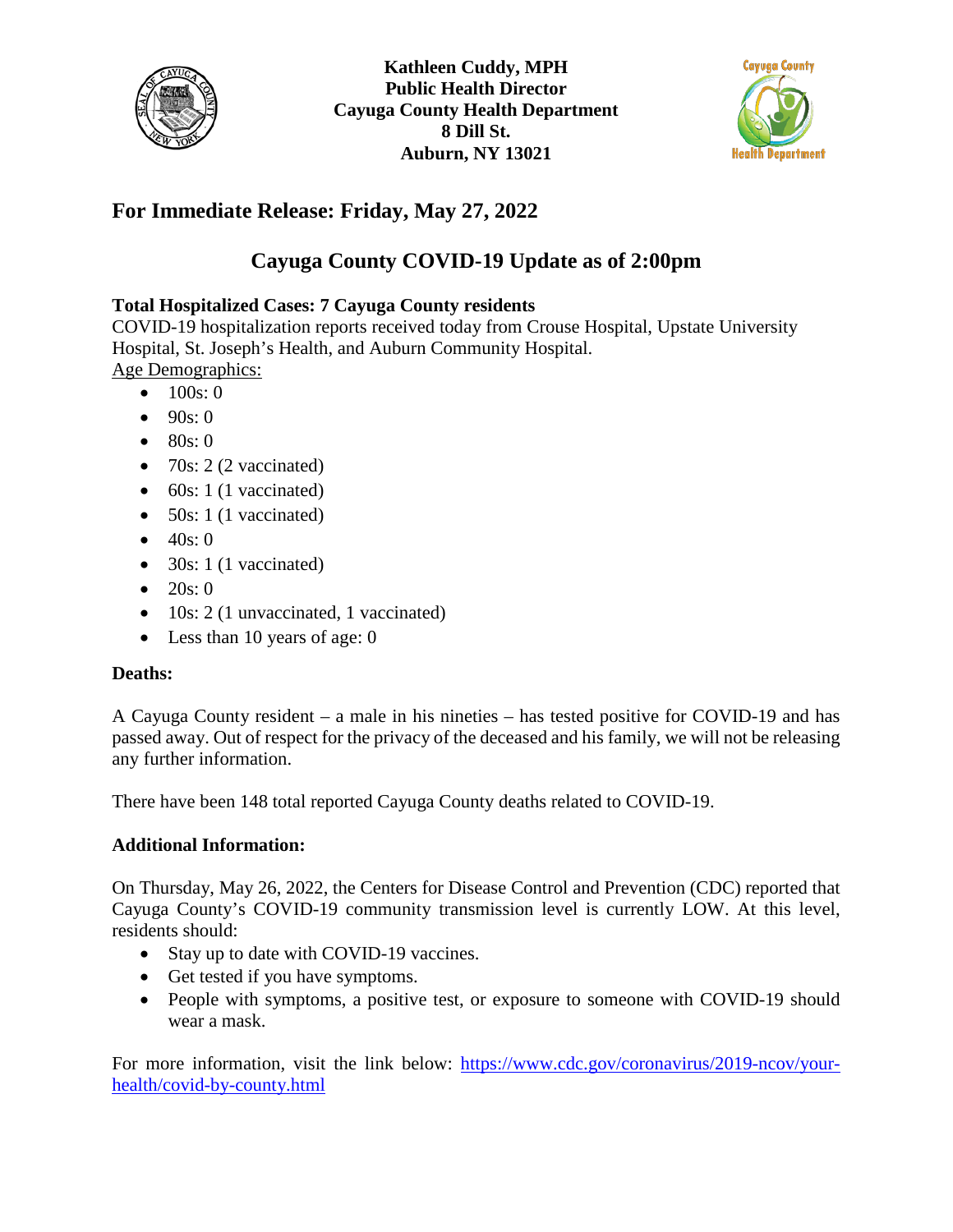**Kathleen Cuddy, MPH**
**Public Health Director**
**Cayuga County Health Department**
**8 Dill St.**
**Auburn, NY 13021**

## For Immediate Release: Friday, May 27, 2022

## Cayuga County COVID-19 Update as of 2:00pm

**Total Hospitalized Cases: 7 Cayuga County residents**
COVID-19 hospitalization reports received today from Crouse Hospital, Upstate University Hospital, St. Joseph's Health, and Auburn Community Hospital.
Age Demographics:

- 100s: 0
- 90s: 0
- 80s: 0
- 70s: 2 (2 vaccinated)
- 60s: 1 (1 vaccinated)
- 50s: 1 (1 vaccinated)
- 40s: 0
- 30s: 1 (1 vaccinated)
- 20s: 0
- 10s: 2 (1 unvaccinated, 1 vaccinated)
- Less than 10 years of age: 0

**Deaths:**

A Cayuga County resident – a male in his nineties – has tested positive for COVID-19 and has passed away. Out of respect for the privacy of the deceased and his family, we will not be releasing any further information.

There have been 148 total reported Cayuga County deaths related to COVID-19.

**Additional Information:**

On Thursday, May 26, 2022, the Centers for Disease Control and Prevention (CDC) reported that Cayuga County's COVID-19 community transmission level is currently LOW. At this level, residents should:

- Stay up to date with COVID-19 vaccines.
- Get tested if you have symptoms.
- People with symptoms, a positive test, or exposure to someone with COVID-19 should wear a mask.

For more information, visit the link below: https://www.cdc.gov/coronavirus/2019-ncov/your-health/covid-by-county.html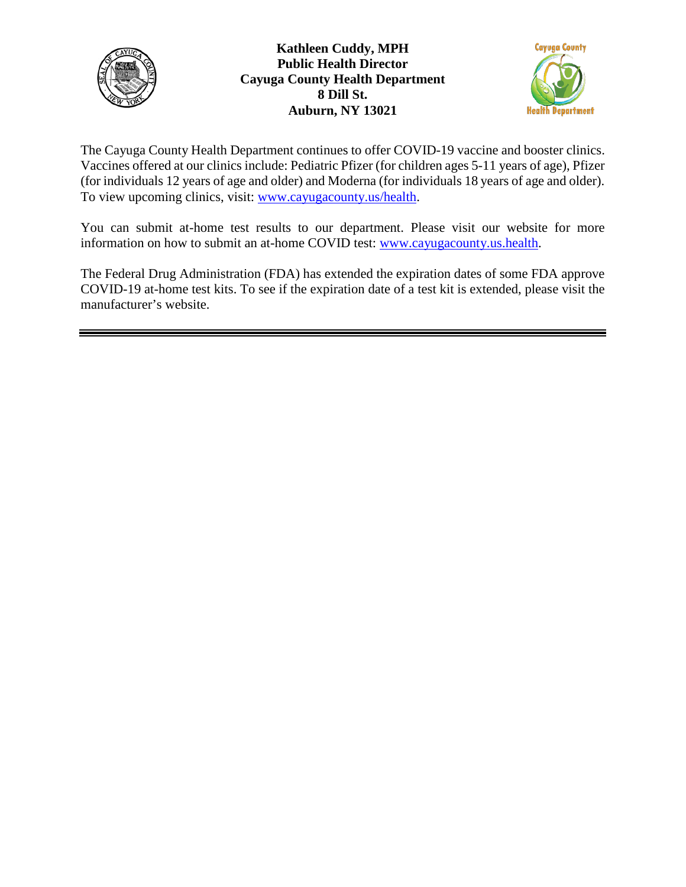**Kathleen Cuddy, MPH**
**Public Health Director**
**Cayuga County Health Department**
**8 Dill St.**
**Auburn, NY 13021**

The Cayuga County Health Department continues to offer COVID-19 vaccine and booster clinics. Vaccines offered at our clinics include: Pediatric Pfizer (for children ages 5-11 years of age), Pfizer (for individuals 12 years of age and older) and Moderna (for individuals 18 years of age and older). To view upcoming clinics, visit: www.cayugacounty.us/health.

You can submit at-home test results to our department. Please visit our website for more information on how to submit an at-home COVID test: www.cayugacounty.us.health.

The Federal Drug Administration (FDA) has extended the expiration dates of some FDA approve COVID-19 at-home test kits. To see if the expiration date of a test kit is extended, please visit the manufacturer's website.

---